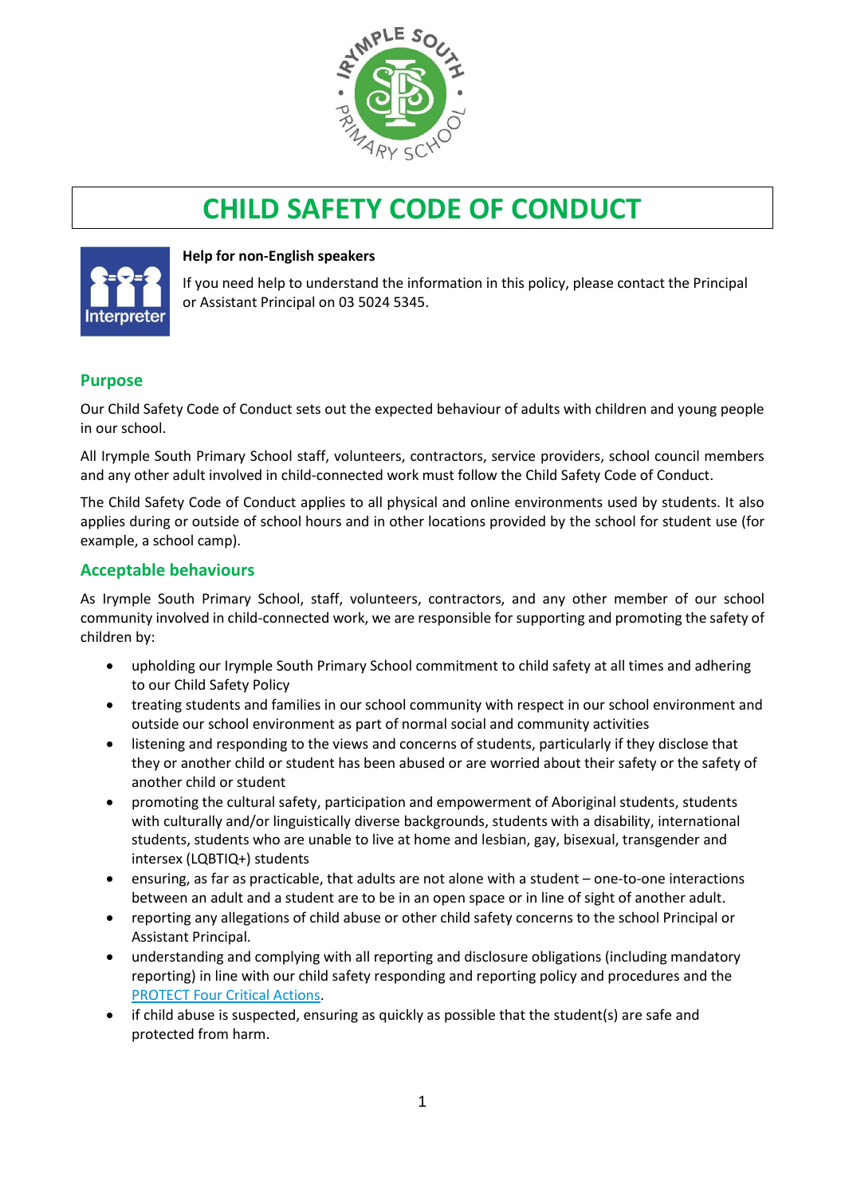# CHILD SAFETY CODE OF CONDUCT

**Help for non-English speakers**

If you need help to understand the information in this policy, please contact the Principal or Assistant Principal on 03 5024 5345.

## Purpose

Our Child Safety Code of Conduct sets out the expected behaviour of adults with children and young people in our school.

All Irymple South Primary School staff, volunteers, contractors, service providers, school council members and any other adult involved in child-connected work must follow the Child Safety Code of Conduct.

The Child Safety Code of Conduct applies to all physical and online environments used by students. It also applies during or outside of school hours and in other locations provided by the school for student use (for example, a school camp).

## Acceptable behaviours

As Irymple South Primary School, staff, volunteers, contractors, and any other member of our school community involved in child-connected work, we are responsible for supporting and promoting the safety of children by:

- upholding our Irymple South Primary School commitment to child safety at all times and adhering to our Child Safety Policy
- treating students and families in our school community with respect in our school environment and outside our school environment as part of normal social and community activities
- listening and responding to the views and concerns of students, particularly if they disclose that they or another child or student has been abused or are worried about their safety or the safety of another child or student
- promoting the cultural safety, participation and empowerment of Aboriginal students, students with culturally and/or linguistically diverse backgrounds, students with a disability, international students, students who are unable to live at home and lesbian, gay, bisexual, transgender and intersex (LQBTIQ+) students
- ensuring, as far as practicable, that adults are not alone with a student – one-to-one interactions between an adult and a student are to be in an open space or in line of sight of another adult.
- reporting any allegations of child abuse or other child safety concerns to the school Principal or Assistant Principal.
- understanding and complying with all reporting and disclosure obligations (including mandatory reporting) in line with our child safety responding and reporting policy and procedures and the PROTECT Four Critical Actions.
- if child abuse is suspected, ensuring as quickly as possible that the student(s) are safe and protected from harm.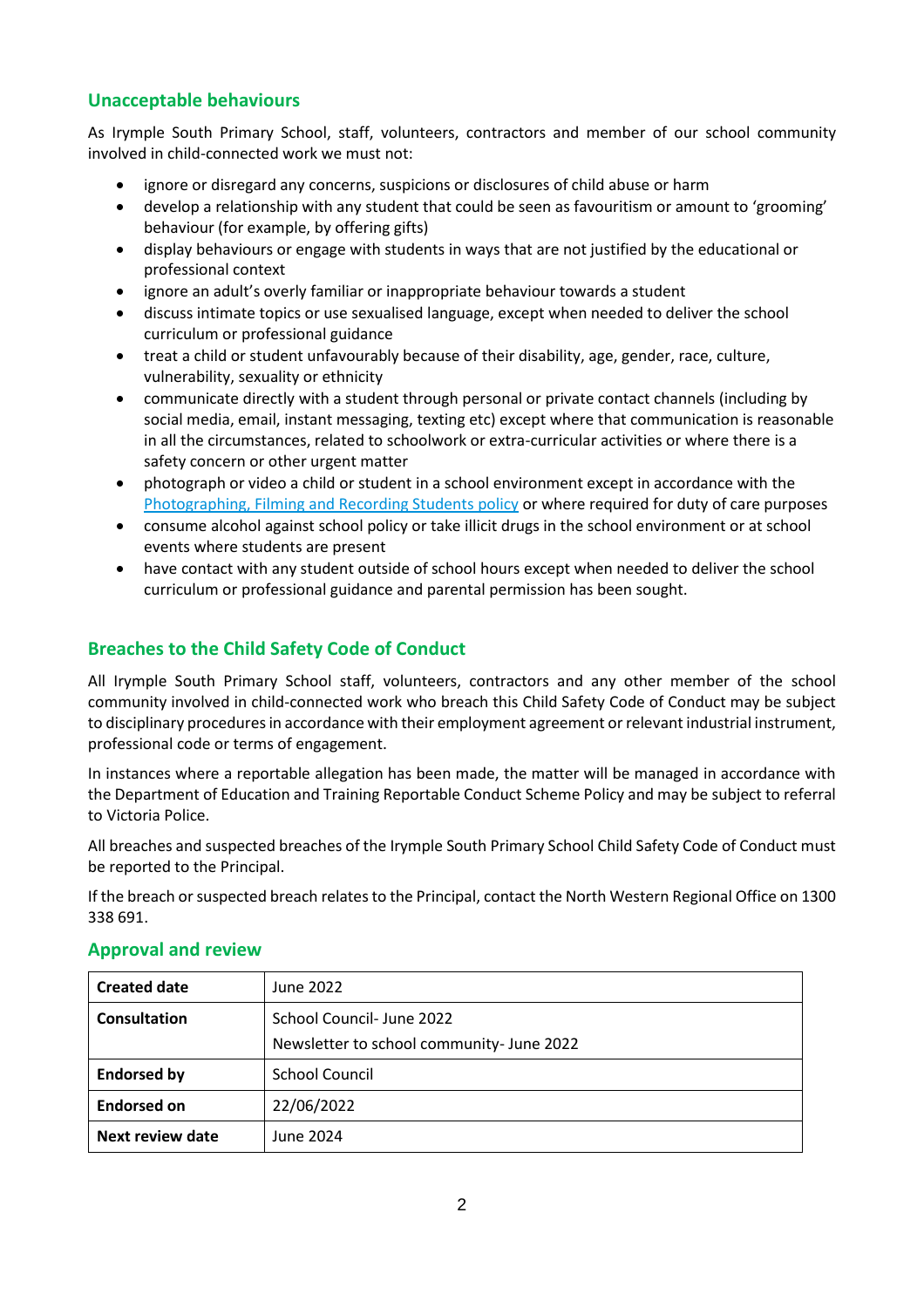## Unacceptable behaviours

As Irymple South Primary School, staff, volunteers, contractors and member of our school community involved in child-connected work we must not:

- ignore or disregard any concerns, suspicions or disclosures of child abuse or harm
- develop a relationship with any student that could be seen as favouritism or amount to 'grooming' behaviour (for example, by offering gifts)
- display behaviours or engage with students in ways that are not justified by the educational or professional context
- ignore an adult's overly familiar or inappropriate behaviour towards a student
- discuss intimate topics or use sexualised language, except when needed to deliver the school curriculum or professional guidance
- treat a child or student unfavourably because of their disability, age, gender, race, culture, vulnerability, sexuality or ethnicity
- communicate directly with a student through personal or private contact channels (including by social media, email, instant messaging, texting etc) except where that communication is reasonable in all the circumstances, related to schoolwork or extra-curricular activities or where there is a safety concern or other urgent matter
- photograph or video a child or student in a school environment except in accordance with the Photographing, Filming and Recording Students policy or where required for duty of care purposes
- consume alcohol against school policy or take illicit drugs in the school environment or at school events where students are present
- have contact with any student outside of school hours except when needed to deliver the school curriculum or professional guidance and parental permission has been sought.

## Breaches to the Child Safety Code of Conduct

All Irymple South Primary School staff, volunteers, contractors and any other member of the school community involved in child-connected work who breach this Child Safety Code of Conduct may be subject to disciplinary procedures in accordance with their employment agreement or relevant industrial instrument, professional code or terms of engagement.

In instances where a reportable allegation has been made, the matter will be managed in accordance with the Department of Education and Training Reportable Conduct Scheme Policy and may be subject to referral to Victoria Police.

All breaches and suspected breaches of the Irymple South Primary School Child Safety Code of Conduct must be reported to the Principal.

If the breach or suspected breach relates to the Principal, contact the North Western Regional Office on 1300 338 691.

## Approval and review

| | |
|---|---|
| **Created date** | June 2022 |
| **Consultation** | School Council- June 2022<br>Newsletter to school community- June 2022 |
| **Endorsed by** | School Council |
| **Endorsed on** | 22/06/2022 |
| **Next review date** | June 2024 |